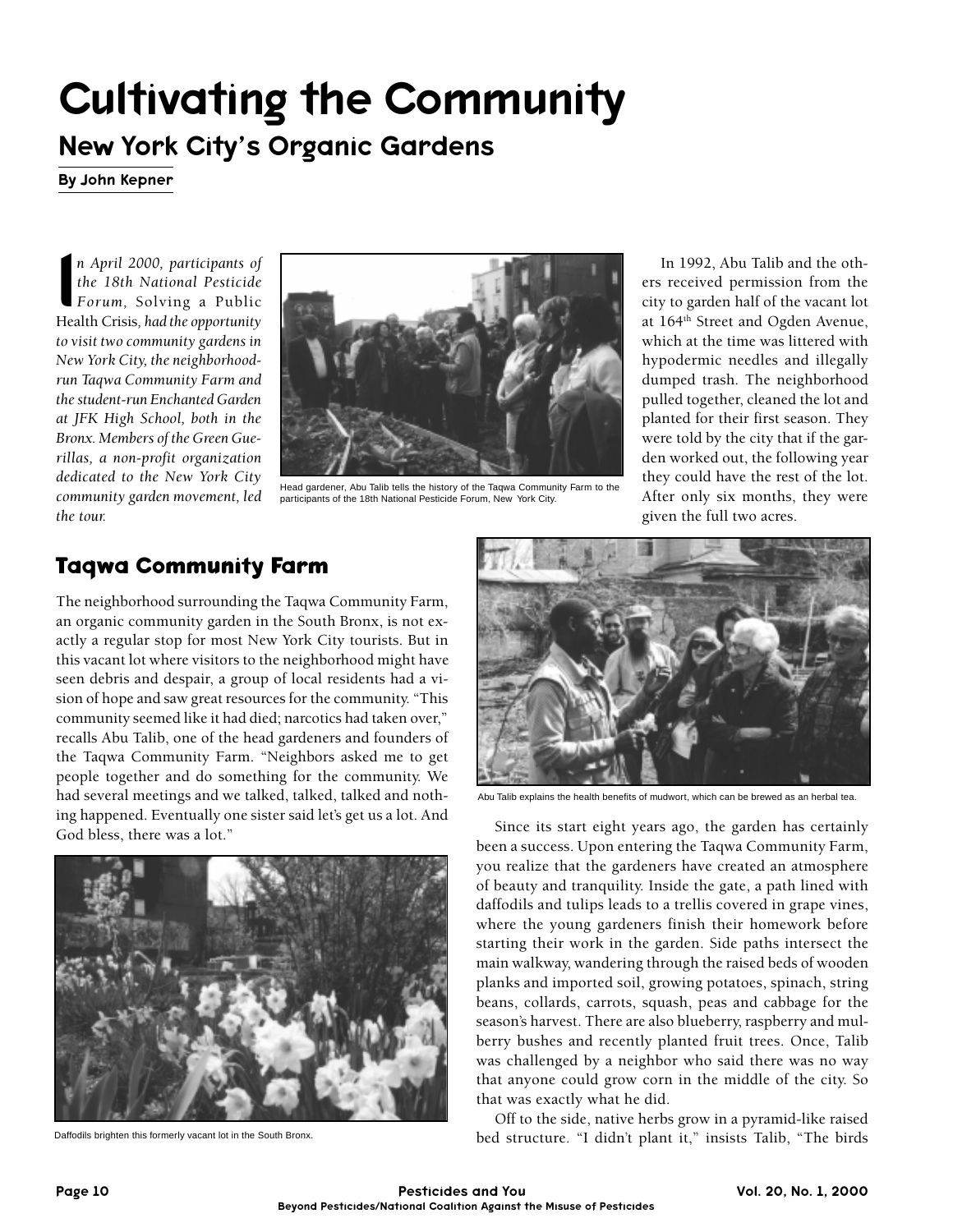# Cultivating the Community

## New York City's Organic Gardens

**By John Kepner**

*In April 2000, participants of the 18th National Pesticide Forum,* Solving a Public Health Crisis, *had the opportunity to visit two community gardens in New York City, the neighborhood-run Taqwa Community Farm and the student-run Enchanted Garden at JFK High School, both in the Bronx. Members of the Green Guerillas, a non-profit organization dedicated to the New York City community garden movement, led the tour.*

Head gardener, Abu Talib tells the history of the Taqwa Community Farm to the participants of the 18th National Pesticide Forum, New York City.

## Taqwa Community Farm

The neighborhood surrounding the Taqwa Community Farm, an organic community garden in the South Bronx, is not exactly a regular stop for most New York City tourists. But in this vacant lot where visitors to the neighborhood might have seen debris and despair, a group of local residents had a vision of hope and saw great resources for the community. "This community seemed like it had died; narcotics had taken over," recalls Abu Talib, one of the head gardeners and founders of the Taqwa Community Farm. "Neighbors asked me to get people together and do something for the community. We had several meetings and we talked, talked, talked and nothing happened. Eventually one sister said let's get us a lot. And God bless, there was a lot."

Daffodils brighten this formerly vacant lot in the South Bronx.

In 1992, Abu Talib and the others received permission from the city to garden half of the vacant lot at 164th Street and Ogden Avenue, which at the time was littered with hypodermic needles and illegally dumped trash. The neighborhood pulled together, cleaned the lot and planted for their first season. They were told by the city that if the garden worked out, the following year they could have the rest of the lot. After only six months, they were given the full two acres.

Abu Talib explains the health benefits of mudwort, which can be brewed as an herbal tea.

Since its start eight years ago, the garden has certainly been a success. Upon entering the Taqwa Community Farm, you realize that the gardeners have created an atmosphere of beauty and tranquility. Inside the gate, a path lined with daffodils and tulips leads to a trellis covered in grape vines, where the young gardeners finish their homework before starting their work in the garden. Side paths intersect the main walkway, wandering through the raised beds of wooden planks and imported soil, growing potatoes, spinach, string beans, collards, carrots, squash, peas and cabbage for the season's harvest. There are also blueberry, raspberry and mulberry bushes and recently planted fruit trees. Once, Talib was challenged by a neighbor who said there was no way that anyone could grow corn in the middle of the city. So that was exactly what he did.

Off to the side, native herbs grow in a pyramid-like raised bed structure. "I didn't plant it," insists Talib, "The birds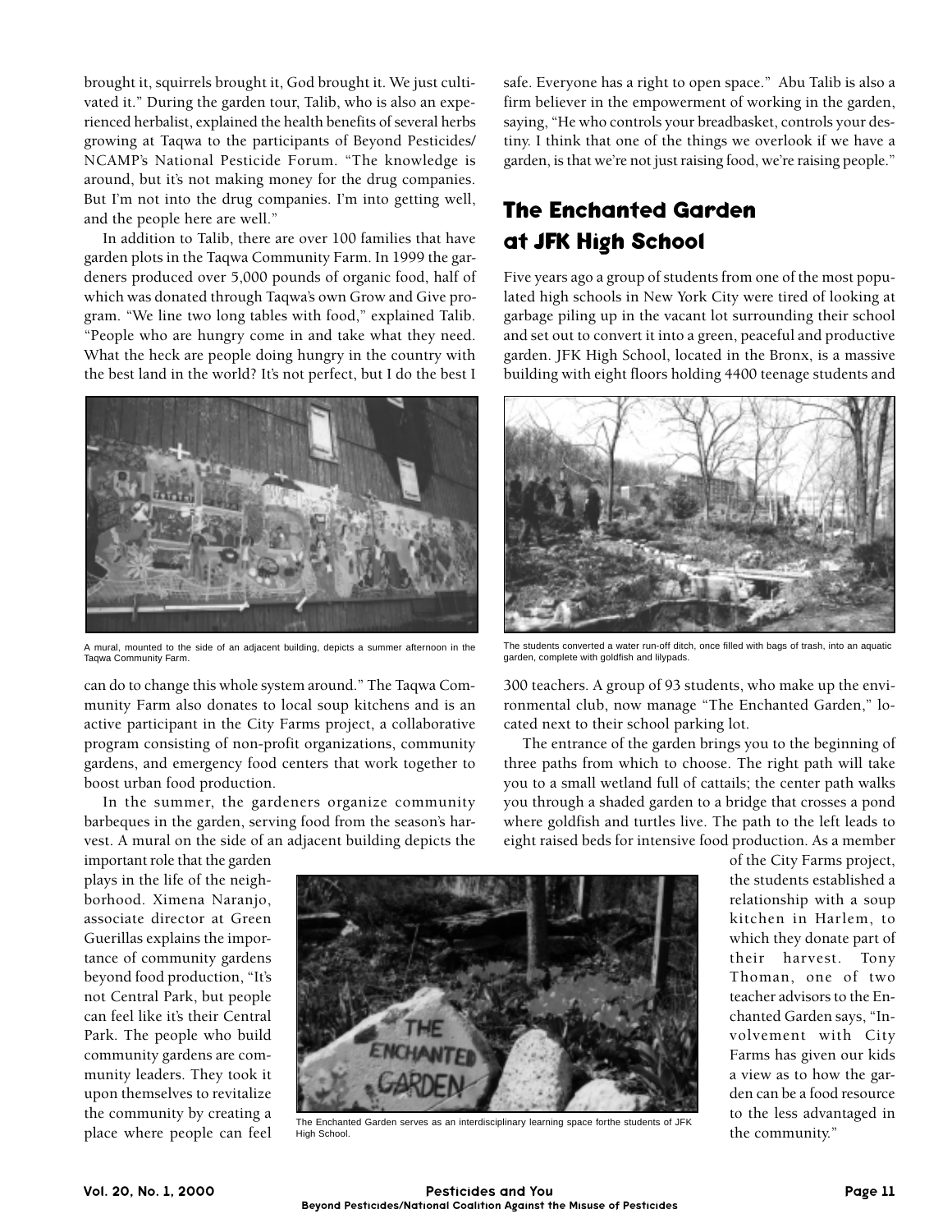brought it, squirrels brought it, God brought it. We just cultivated it." During the garden tour, Talib, who is also an experienced herbalist, explained the health benefits of several herbs growing at Taqwa to the participants of Beyond Pesticides/NCAMP's National Pesticide Forum. "The knowledge is around, but it's not making money for the drug companies. But I'm not into the drug companies. I'm into getting well, and the people here are well."

In addition to Talib, there are over 100 families that have garden plots in the Taqwa Community Farm. In 1999 the gardeners produced over 5,000 pounds of organic food, half of which was donated through Taqwa's own Grow and Give program. "We line two long tables with food," explained Talib. "People who are hungry come in and take what they need. What the heck are people doing hungry in the country with the best land in the world? It's not perfect, but I do the best I can do to change this whole system around." The Taqwa Community Farm also donates to local soup kitchens and is an active participant in the City Farms project, a collaborative program consisting of non-profit organizations, community gardens, and emergency food centers that work together to boost urban food production.

A mural, mounted to the side of an adjacent building, depicts a summer afternoon in the Taqwa Community Farm.

In the summer, the gardeners organize community barbeques in the garden, serving food from the season's harvest. A mural on the side of an adjacent building depicts the important role that the garden plays in the life of the neighborhood. Ximena Naranjo, associate director at Green Guerillas explains the importance of community gardens beyond food production, "It's not Central Park, but people can feel like it's their Central Park. The people who build community gardens are community leaders. They took it upon themselves to revitalize the community by creating a place where people can feel safe. Everyone has a right to open space." Abu Talib is also a firm believer in the empowerment of working in the garden, saying, "He who controls your breadbasket, controls your destiny. I think that one of the things we overlook if we have a garden, is that we're not just raising food, we're raising people."

## The Enchanted Garden at JFK High School

Five years ago a group of students from one of the most populated high schools in New York City were tired of looking at garbage piling up in the vacant lot surrounding their school and set out to convert it into a green, peaceful and productive garden. JFK High School, located in the Bronx, is a massive building with eight floors holding 4400 teenage students and 300 teachers. A group of 93 students, who make up the environmental club, now manage "The Enchanted Garden," located next to their school parking lot.

The students converted a water run-off ditch, once filled with bags of trash, into an aquatic garden, complete with goldfish and lilypads.

The entrance of the garden brings you to the beginning of three paths from which to choose. The right path will take you to a small wetland full of cattails; the center path walks you through a shaded garden to a bridge that crosses a pond where goldfish and turtles live. The path to the left leads to eight raised beds for intensive food production. As a member of the City Farms project, the students established a relationship with a soup kitchen in Harlem, to which they donate part of their harvest. Tony Thoman, one of two teacher advisors to the Enchanted Garden says, "Involvement with City Farms has given our kids a view as to how the garden can be a food resource to the less advantaged in the community."

The Enchanted Garden serves as an interdisciplinary learning space forthe students of JFK High School.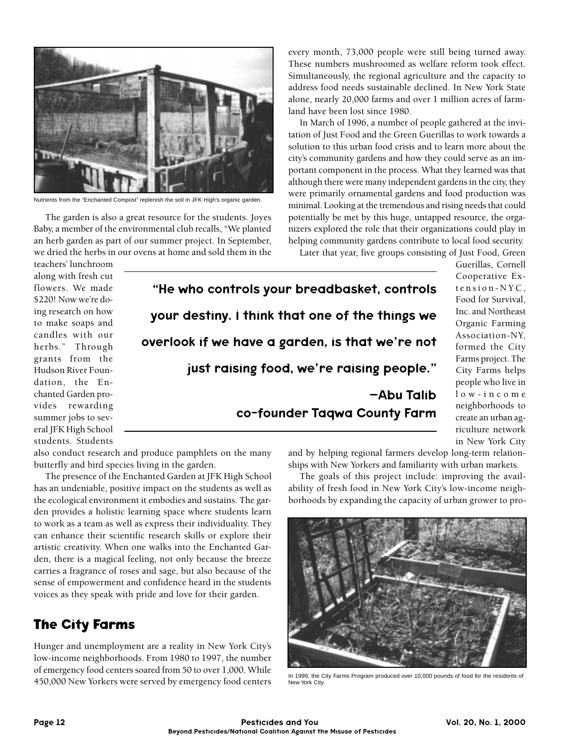Nutrients from the "Enchanted Compost" replenish the soil in JFK High's organic garden.

The garden is also a great resource for the students. Joyes Baby, a member of the environmental club recalls, "We planted an herb garden as part of our summer project. In September, we dried the herbs in our ovens at home and sold them in the teachers' lunchroom along with fresh cut flowers. We made $220! Now we're doing research on how to make soaps and candles with our herbs." Through grants from the Hudson River Foundation, the Enchanted Garden provides rewarding summer jobs to several JFK High School students. Students also conduct research and produce pamphlets on the many butterfly and bird species living in the garden.

The presence of the Enchanted Garden at JFK High School has an undeniable, positive impact on the students as well as the ecological environment it embodies and sustains. The garden provides a holistic learning space where students learn to work as a team as well as express their individuality. They can enhance their scientific research skills or explore their artistic creativity. When one walks into the Enchanted Garden, there is a magical feeling, not only because the breeze carries a fragrance of roses and sage, but also because of the sense of empowerment and confidence heard in the students voices as they speak with pride and love for their garden.

> **"He who controls your breadbasket, controls your destiny. I think that one of the things we overlook if we have a garden, is that we're not just raising food, we're raising people."**
>
> **—Abu Talib co-founder Taqwa County Farm**

## The City Farms

Hunger and unemployment are a reality in New York City's low-income neighborhoods. From 1980 to 1997, the number of emergency food centers soared from 50 to over 1,000. While 450,000 New Yorkers were served by emergency food centers every month, 73,000 people were still being turned away. These numbers mushroomed as welfare reform took effect. Simultaneously, the regional agriculture and the capacity to address food needs sustainable declined. In New York State alone, nearly 20,000 farms and over 1 million acres of farmland have been lost since 1980.

In March of 1996, a number of people gathered at the invitation of Just Food and the Green Guerillas to work towards a solution to this urban food crisis and to learn more about the city's community gardens and how they could serve as an important component in the process. What they learned was that although there were many independent gardens in the city, they were primarily ornamental gardens and food production was minimal. Looking at the tremendous and rising needs that could potentially be met by this huge, untapped resource, the organizers explored the role that their organizations could play in helping community gardens contribute to local food security.

Later that year, five groups consisting of Just Food, Green Guerillas, Cornell Cooperative Extension-NYC, Food for Survival, Inc. and Northeast Organic Farming Association-NY, formed the City Farms project. The City Farms helps people who live in low-income neighborhoods to create an urban agriculture network in New York City and by helping regional farmers develop long-term relationships with New Yorkers and familiarity with urban markets.

The goals of this project include: improving the availability of fresh food in New York City's low-income neighborhoods by expanding the capacity of urban grower to pro-

In 1999, the City Farms Program produced over 10,000 pounds of food for the residents of New York City.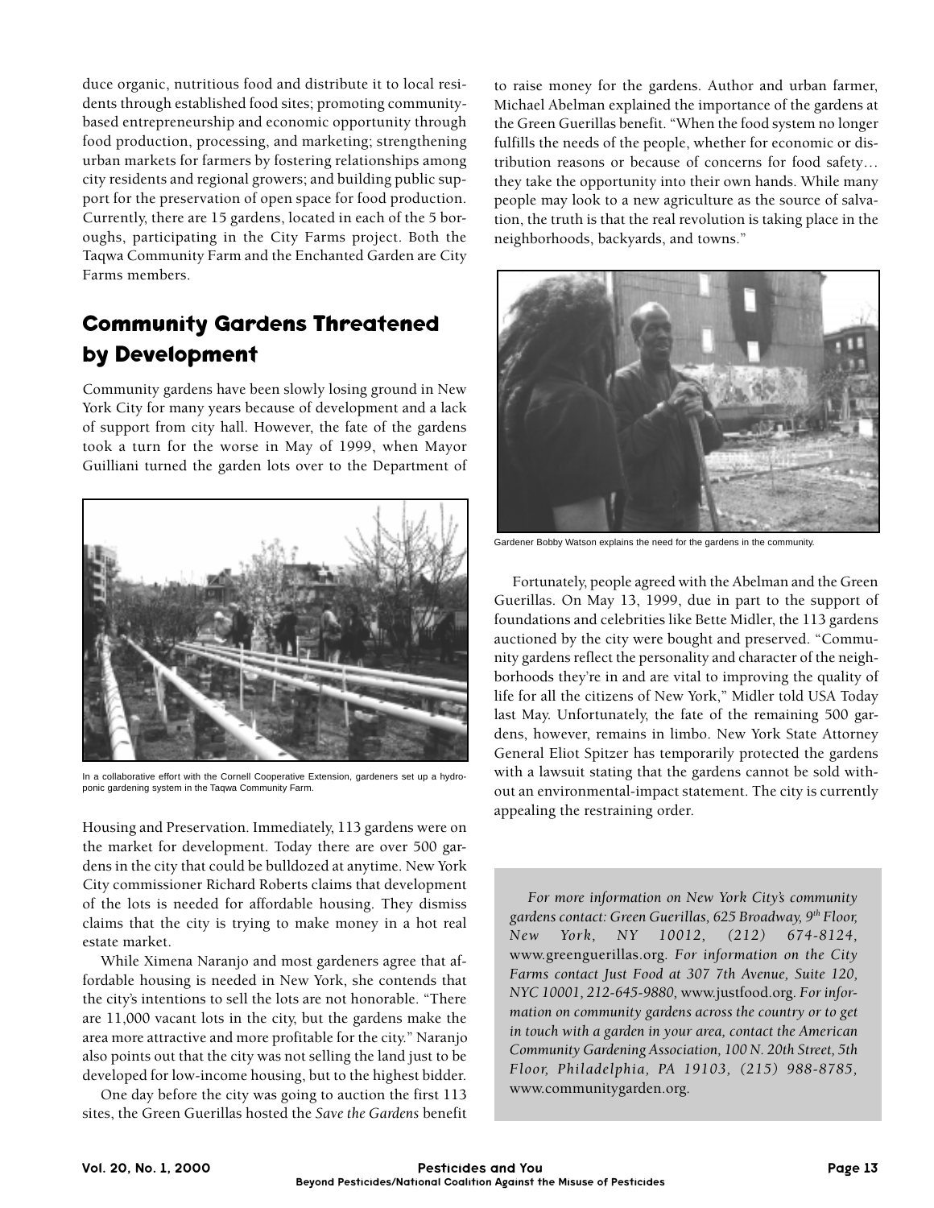duce organic, nutritious food and distribute it to local residents through established food sites; promoting community-based entrepreneurship and economic opportunity through food production, processing, and marketing; strengthening urban markets for farmers by fostering relationships among city residents and regional growers; and building public support for the preservation of open space for food production. Currently, there are 15 gardens, located in each of the 5 boroughs, participating in the City Farms project. Both the Taqwa Community Farm and the Enchanted Garden are City Farms members.

## Community Gardens Threatened by Development

Community gardens have been slowly losing ground in New York City for many years because of development and a lack of support from city hall. However, the fate of the gardens took a turn for the worse in May of 1999, when Mayor Guilliani turned the garden lots over to the Department of Housing and Preservation. Immediately, 113 gardens were on the market for development. Today there are over 500 gardens in the city that could be bulldozed at anytime. New York City commissioner Richard Roberts claims that development of the lots is needed for affordable housing. They dismiss claims that the city is trying to make money in a hot real estate market.

In a collaborative effort with the Cornell Cooperative Extension, gardeners set up a hydroponic gardening system in the Taqwa Community Farm.

While Ximena Naranjo and most gardeners agree that affordable housing is needed in New York, she contends that the city's intentions to sell the lots are not honorable. "There are 11,000 vacant lots in the city, but the gardens make the area more attractive and more profitable for the city." Naranjo also points out that the city was not selling the land just to be developed for low-income housing, but to the highest bidder.

One day before the city was going to auction the first 113 sites, the Green Guerillas hosted the *Save the Gardens* benefit to raise money for the gardens. Author and urban farmer, Michael Abelman explained the importance of the gardens at the Green Guerillas benefit. "When the food system no longer fulfills the needs of the people, whether for economic or distribution reasons or because of concerns for food safety… they take the opportunity into their own hands. While many people may look to a new agriculture as the source of salvation, the truth is that the real revolution is taking place in the neighborhoods, backyards, and towns."

Gardener Bobby Watson explains the need for the gardens in the community.

Fortunately, people agreed with the Abelman and the Green Guerillas. On May 13, 1999, due in part to the support of foundations and celebrities like Bette Midler, the 113 gardens auctioned by the city were bought and preserved. "Community gardens reflect the personality and character of the neighborhoods they're in and are vital to improving the quality of life for all the citizens of New York," Midler told USA Today last May. Unfortunately, the fate of the remaining 500 gardens, however, remains in limbo. New York State Attorney General Eliot Spitzer has temporarily protected the gardens with a lawsuit stating that the gardens cannot be sold without an environmental-impact statement. The city is currently appealing the restraining order.

*For more information on New York City's community gardens contact: Green Guerillas, 625 Broadway, 9th Floor, New York, NY 10012, (212) 674-8124,* www.greenguerillas.org. *For information on the City Farms contact Just Food at 307 7th Avenue, Suite 120, NYC 10001, 212-645-9880,* www.justfood.org. *For information on community gardens across the country or to get in touch with a garden in your area, contact the American Community Gardening Association, 100 N. 20th Street, 5th Floor, Philadelphia, PA 19103, (215) 988-8785,* www.communitygarden.org.